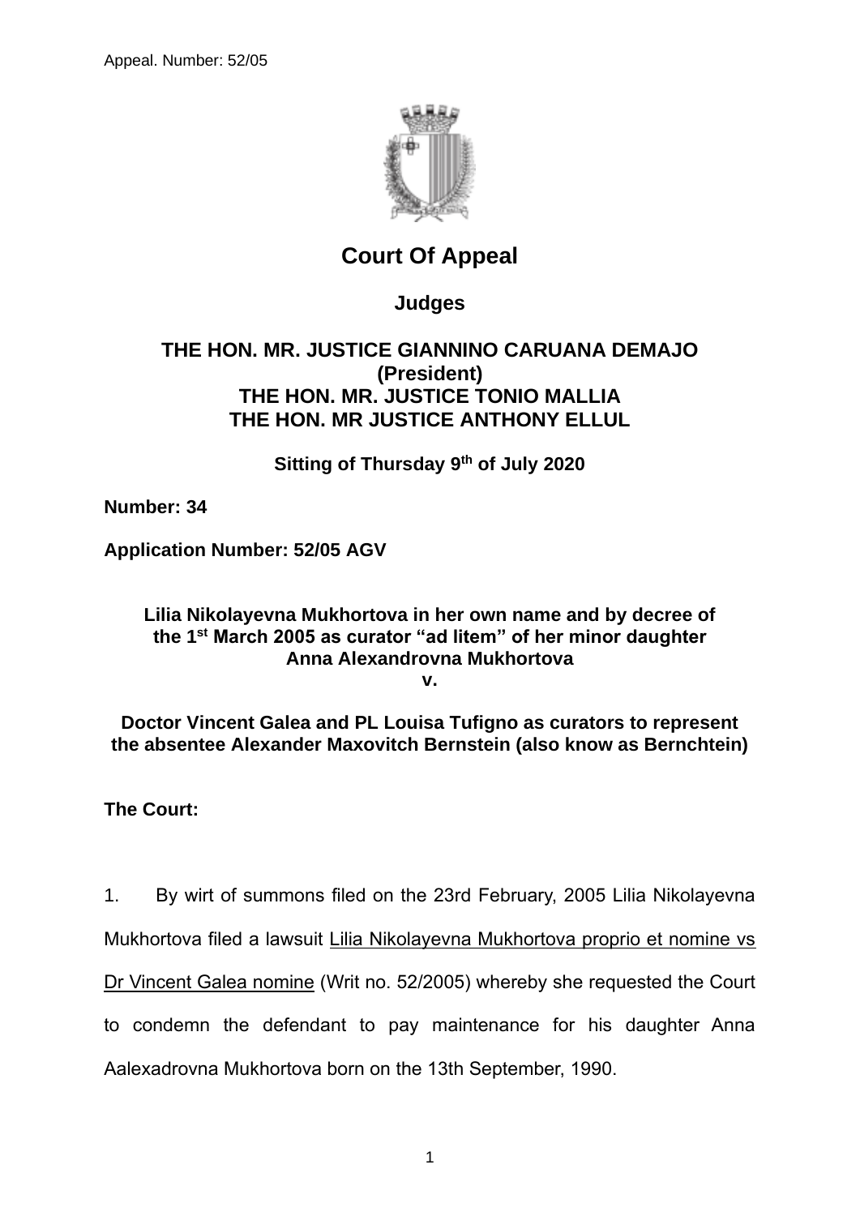Appeal. Number: 52/05

# Court Of Appeal

## Judges

**THE HON. MR. JUSTICE GIANNINO CARUANA DEMAJO (President)**
**THE HON. MR. JUSTICE TONIO MALLIA**
**THE HON. MR JUSTICE ANTHONY ELLUL**

**Sitting of Thursday 9th of July 2020**

**Number: 34**

**Application Number: 52/05 AGV**

**Lilia Nikolayevna Mukhortova in her own name and by decree of the 1st March 2005 as curator "ad litem" of her minor daughter Anna Alexandrovna Mukhortova**

**v.**

**Doctor Vincent Galea and PL Louisa Tufigno as curators to represent the absentee Alexander Maxovitch Bernstein (also know as Bernchtein)**

**The Court:**

1. By wirt of summons filed on the 23rd February, 2005 Lilia Nikolayevna Mukhortova filed a lawsuit Lilia Nikolayevna Mukhortova proprio et nomine vs Dr Vincent Galea nomine (Writ no. 52/2005) whereby she requested the Court to condemn the defendant to pay maintenance for his daughter Anna Aalexadrovna Mukhortova born on the 13th September, 1990.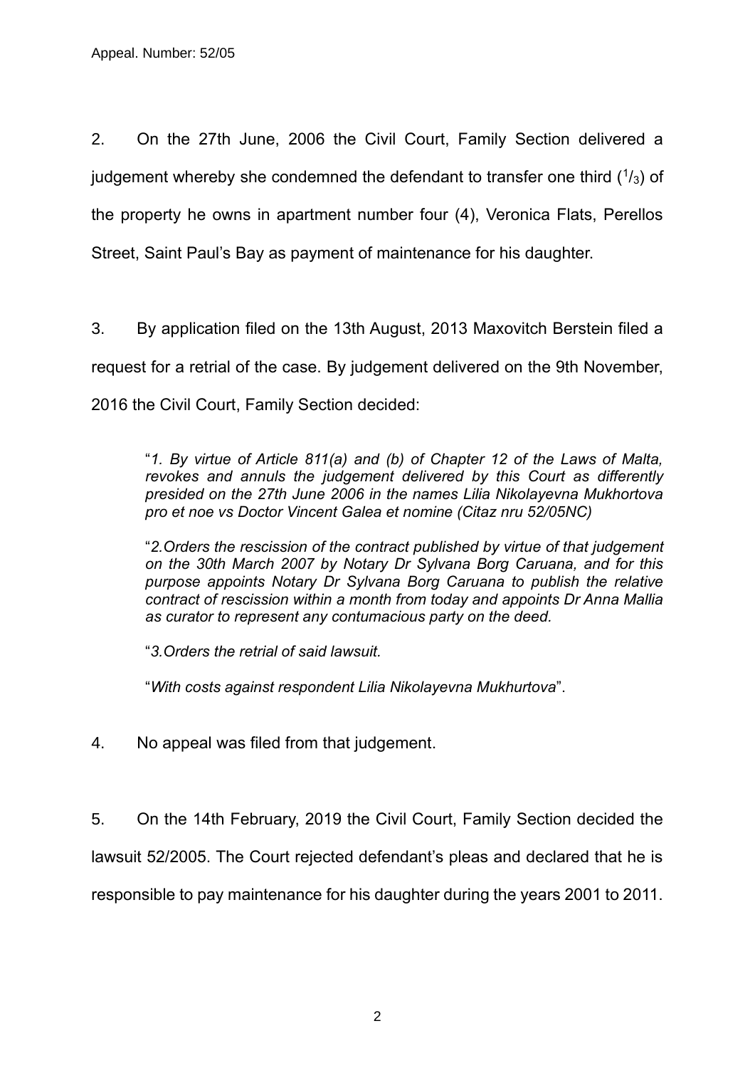2. On the 27th June, 2006 the Civil Court, Family Section delivered a judgement whereby she condemned the defendant to transfer one third ($^1/_3$) of the property he owns in apartment number four (4), Veronica Flats, Perellos Street, Saint Paul's Bay as payment of maintenance for his daughter.

3. By application filed on the 13th August, 2013 Maxovitch Berstein filed a request for a retrial of the case. By judgement delivered on the 9th November, 2016 the Civil Court, Family Section decided:

> "*1. By virtue of Article 811(a) and (b) of Chapter 12 of the Laws of Malta, revokes and annuls the judgement delivered by this Court as differently presided on the 27th June 2006 in the names Lilia Nikolayevna Mukhortova pro et noe vs Doctor Vincent Galea et nomine (Citaz nru 52/05NC)*
>
> "*2. Orders the rescission of the contract published by virtue of that judgement on the 30th March 2007 by Notary Dr Sylvana Borg Caruana, and for this purpose appoints Notary Dr Sylvana Borg Caruana to publish the relative contract of rescission within a month from today and appoints Dr Anna Mallia as curator to represent any contumacious party on the deed.*
>
> "*3. Orders the retrial of said lawsuit.*
>
> "*With costs against respondent Lilia Nikolayevna Mukhurtova*".

4. No appeal was filed from that judgement.

5. On the 14th February, 2019 the Civil Court, Family Section decided the lawsuit 52/2005. The Court rejected defendant's pleas and declared that he is responsible to pay maintenance for his daughter during the years 2001 to 2011.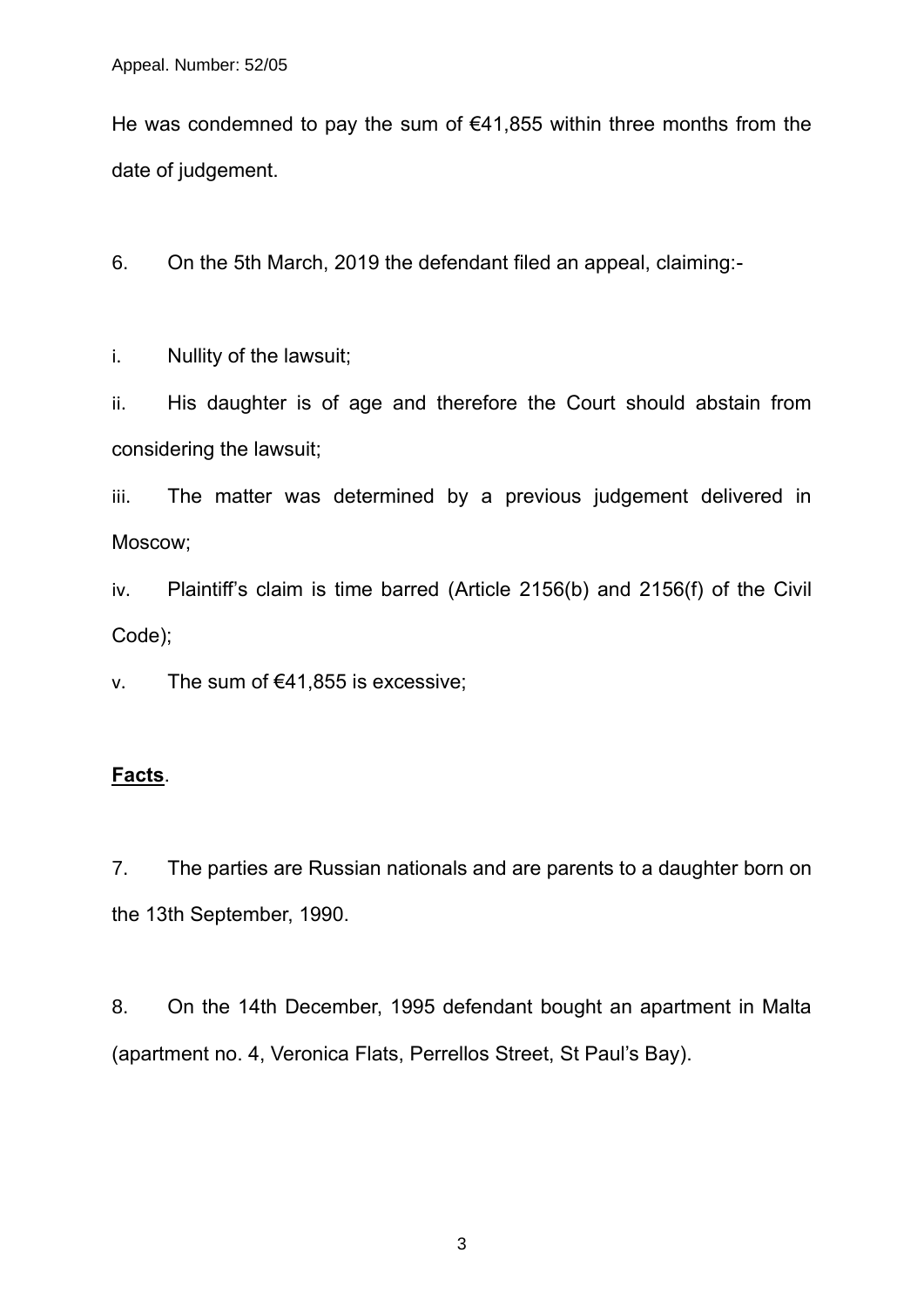He was condemned to pay the sum of €41,855 within three months from the date of judgement.

6. On the 5th March, 2019 the defendant filed an appeal, claiming:-

i. Nullity of the lawsuit;

ii. His daughter is of age and therefore the Court should abstain from considering the lawsuit;

iii. The matter was determined by a previous judgement delivered in Moscow;

iv. Plaintiff's claim is time barred (Article 2156(b) and 2156(f) of the Civil Code);

v. The sum of €41,855 is excessive;

**Facts**.

7. The parties are Russian nationals and are parents to a daughter born on the 13th September, 1990.

8. On the 14th December, 1995 defendant bought an apartment in Malta (apartment no. 4, Veronica Flats, Perrellos Street, St Paul's Bay).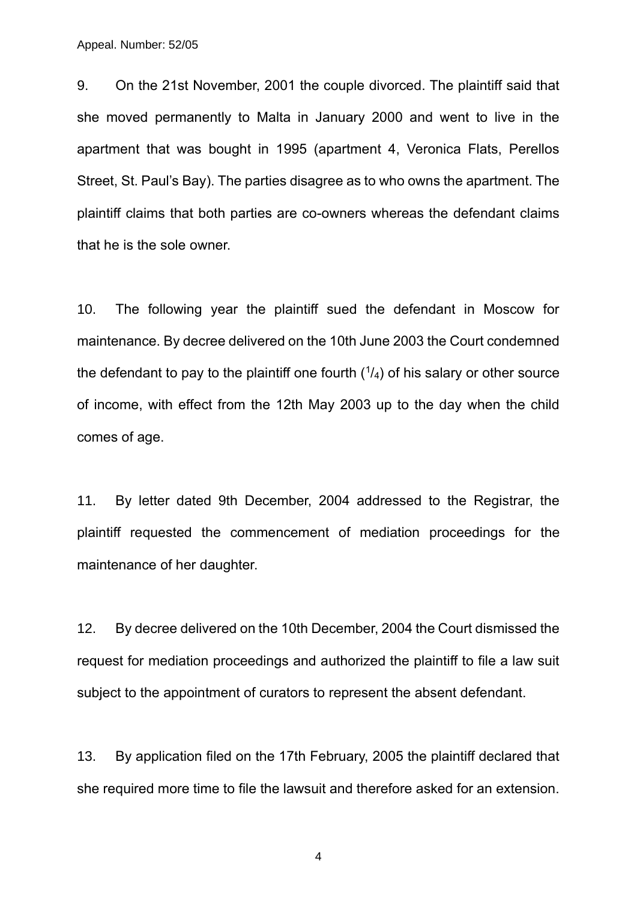9. On the 21st November, 2001 the couple divorced. The plaintiff said that she moved permanently to Malta in January 2000 and went to live in the apartment that was bought in 1995 (apartment 4, Veronica Flats, Perellos Street, St. Paul's Bay). The parties disagree as to who owns the apartment. The plaintiff claims that both parties are co-owners whereas the defendant claims that he is the sole owner.

10. The following year the plaintiff sued the defendant in Moscow for maintenance. By decree delivered on the 10th June 2003 the Court condemned the defendant to pay to the plaintiff one fourth ($^1/_4$) of his salary or other source of income, with effect from the 12th May 2003 up to the day when the child comes of age.

11. By letter dated 9th December, 2004 addressed to the Registrar, the plaintiff requested the commencement of mediation proceedings for the maintenance of her daughter.

12. By decree delivered on the 10th December, 2004 the Court dismissed the request for mediation proceedings and authorized the plaintiff to file a law suit subject to the appointment of curators to represent the absent defendant.

13. By application filed on the 17th February, 2005 the plaintiff declared that she required more time to file the lawsuit and therefore asked for an extension.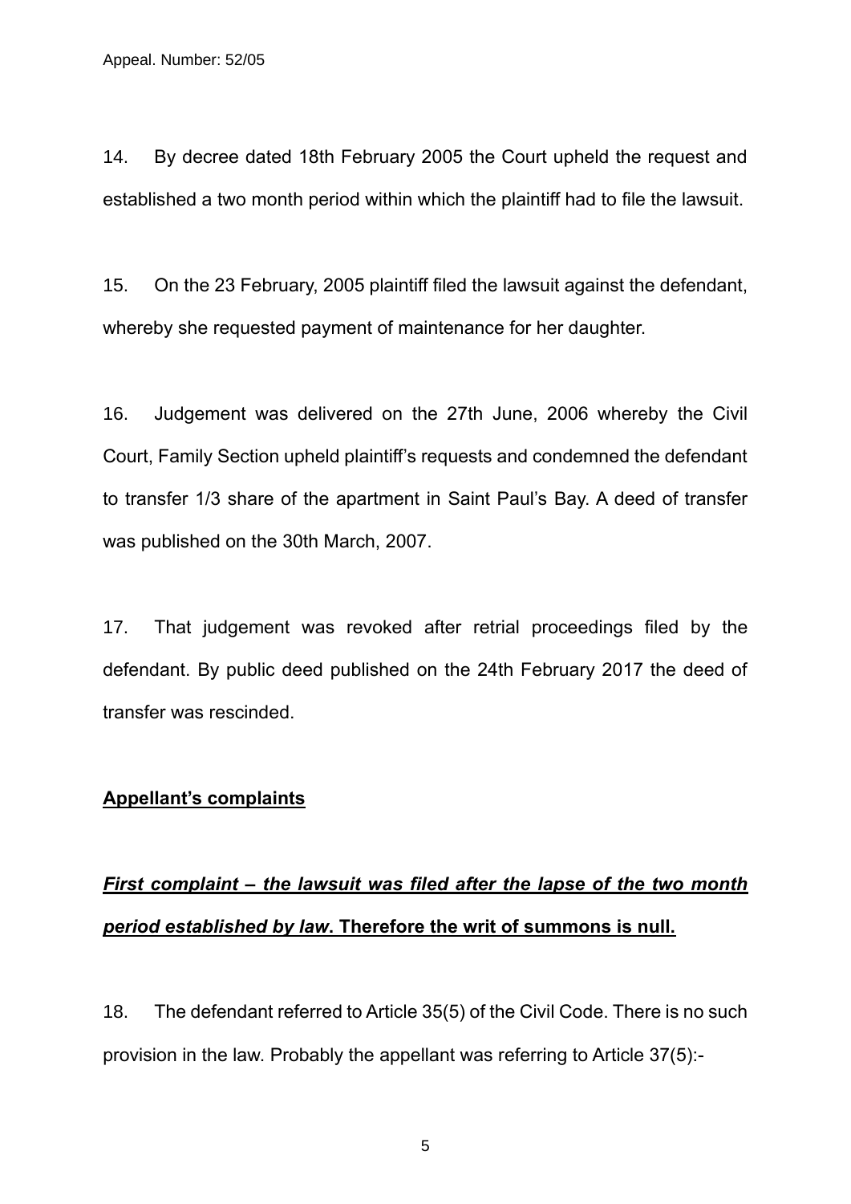14. By decree dated 18th February 2005 the Court upheld the request and established a two month period within which the plaintiff had to file the lawsuit.

15. On the 23 February, 2005 plaintiff filed the lawsuit against the defendant, whereby she requested payment of maintenance for her daughter.

16. Judgement was delivered on the 27th June, 2006 whereby the Civil Court, Family Section upheld plaintiff's requests and condemned the defendant to transfer 1/3 share of the apartment in Saint Paul's Bay. A deed of transfer was published on the 30th March, 2007.

17. That judgement was revoked after retrial proceedings filed by the defendant. By public deed published on the 24th February 2017 the deed of transfer was rescinded.

**<u>Appellant's complaints</u>**

## <u>*First complaint – the lawsuit was filed after the lapse of the two month period established by law*. Therefore the writ of summons is null.</u>

18. The defendant referred to Article 35(5) of the Civil Code. There is no such provision in the law. Probably the appellant was referring to Article 37(5):-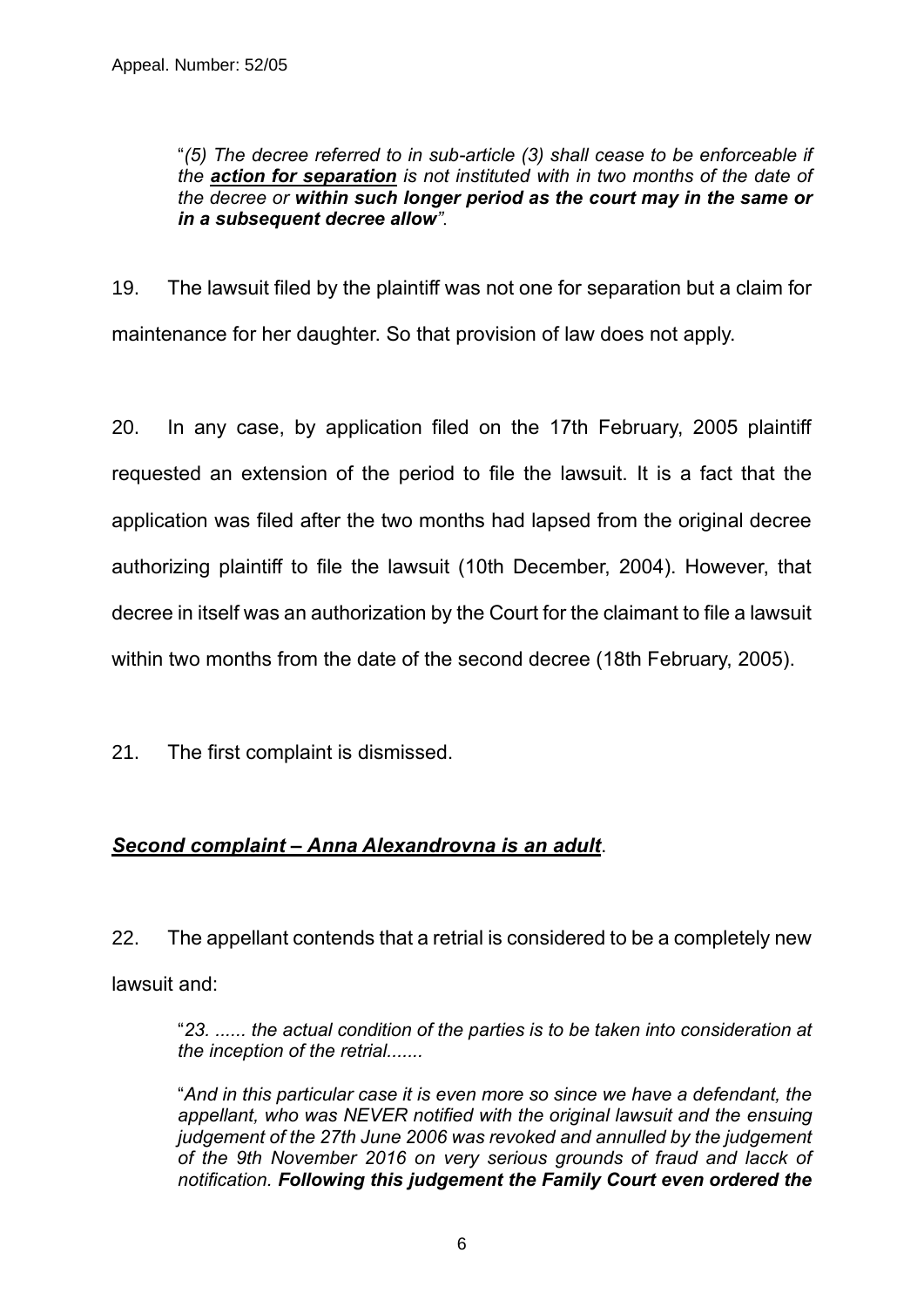"*(5) The decree referred to in sub-article (3) shall cease to be enforceable if the **action for separation** is not instituted with in two months of the date of the decree or **within such longer period as the court may in the same or in a subsequent decree allow**".

19. The lawsuit filed by the plaintiff was not one for separation but a claim for maintenance for her daughter. So that provision of law does not apply.

20. In any case, by application filed on the 17th February, 2005 plaintiff requested an extension of the period to file the lawsuit. It is a fact that the application was filed after the two months had lapsed from the original decree authorizing plaintiff to file the lawsuit (10th December, 2004). However, that decree in itself was an authorization by the Court for the claimant to file a lawsuit within two months from the date of the second decree (18th February, 2005).

21. The first complaint is dismissed.

***Second complaint – Anna Alexandrovna is an adult***.

22. The appellant contends that a retrial is considered to be a completely new lawsuit and:

"*23. ...... the actual condition of the parties is to be taken into consideration at the inception of the retrial.......*

"*And in this particular case it is even more so since we have a defendant, the appellant, who was NEVER notified with the original lawsuit and the ensuing judgement of the 27th June 2006 was revoked and annulled by the judgement of the 9th November 2016 on very serious grounds of fraud and lacck of notification. **Following this judgement the Family Court even ordered the***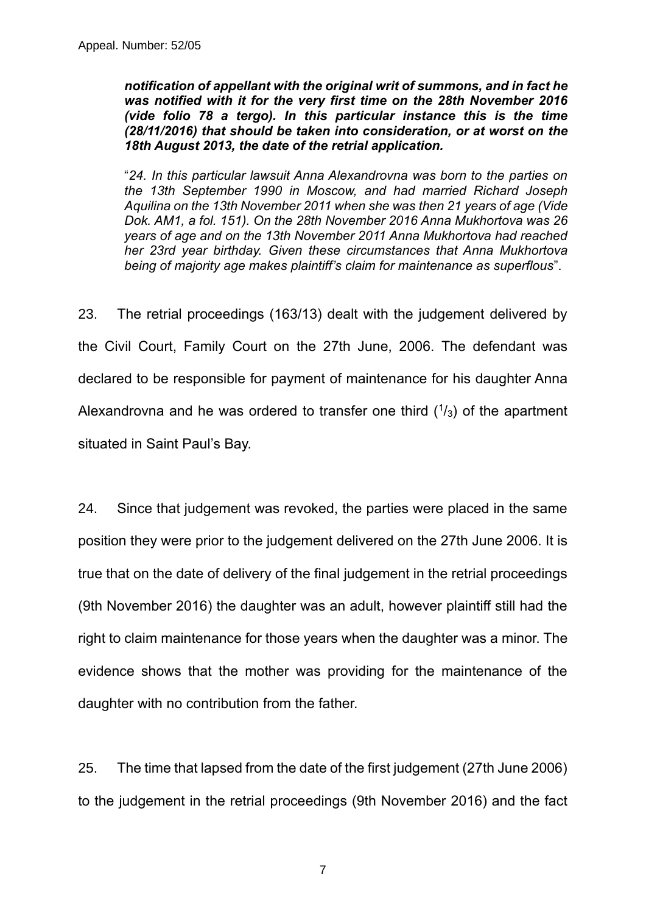***notification of appellant with the original writ of summons, and in fact he was notified with it for the very first time on the 28th November 2016 (vide folio 78 a tergo). In this particular instance this is the time (28/11/2016) that should be taken into consideration, or at worst on the 18th August 2013, the date of the retrial application.***

"*24. In this particular lawsuit Anna Alexandrovna was born to the parties on the 13th September 1990 in Moscow, and had married Richard Joseph Aquilina on the 13th November 2011 when she was then 21 years of age (Vide Dok. AM1, a fol. 151). On the 28th November 2016 Anna Mukhortova was 26 years of age and on the 13th November 2011 Anna Mukhortova had reached her 23rd year birthday. Given these circumstances that Anna Mukhortova being of majority age makes plaintiff's claim for maintenance as superflous*".

23. The retrial proceedings (163/13) dealt with the judgement delivered by the Civil Court, Family Court on the 27th June, 2006. The defendant was declared to be responsible for payment of maintenance for his daughter Anna Alexandrovna and he was ordered to transfer one third ($^1/_3$) of the apartment situated in Saint Paul's Bay.

24. Since that judgement was revoked, the parties were placed in the same position they were prior to the judgement delivered on the 27th June 2006. It is true that on the date of delivery of the final judgement in the retrial proceedings (9th November 2016) the daughter was an adult, however plaintiff still had the right to claim maintenance for those years when the daughter was a minor. The evidence shows that the mother was providing for the maintenance of the daughter with no contribution from the father.

25. The time that lapsed from the date of the first judgement (27th June 2006) to the judgement in the retrial proceedings (9th November 2016) and the fact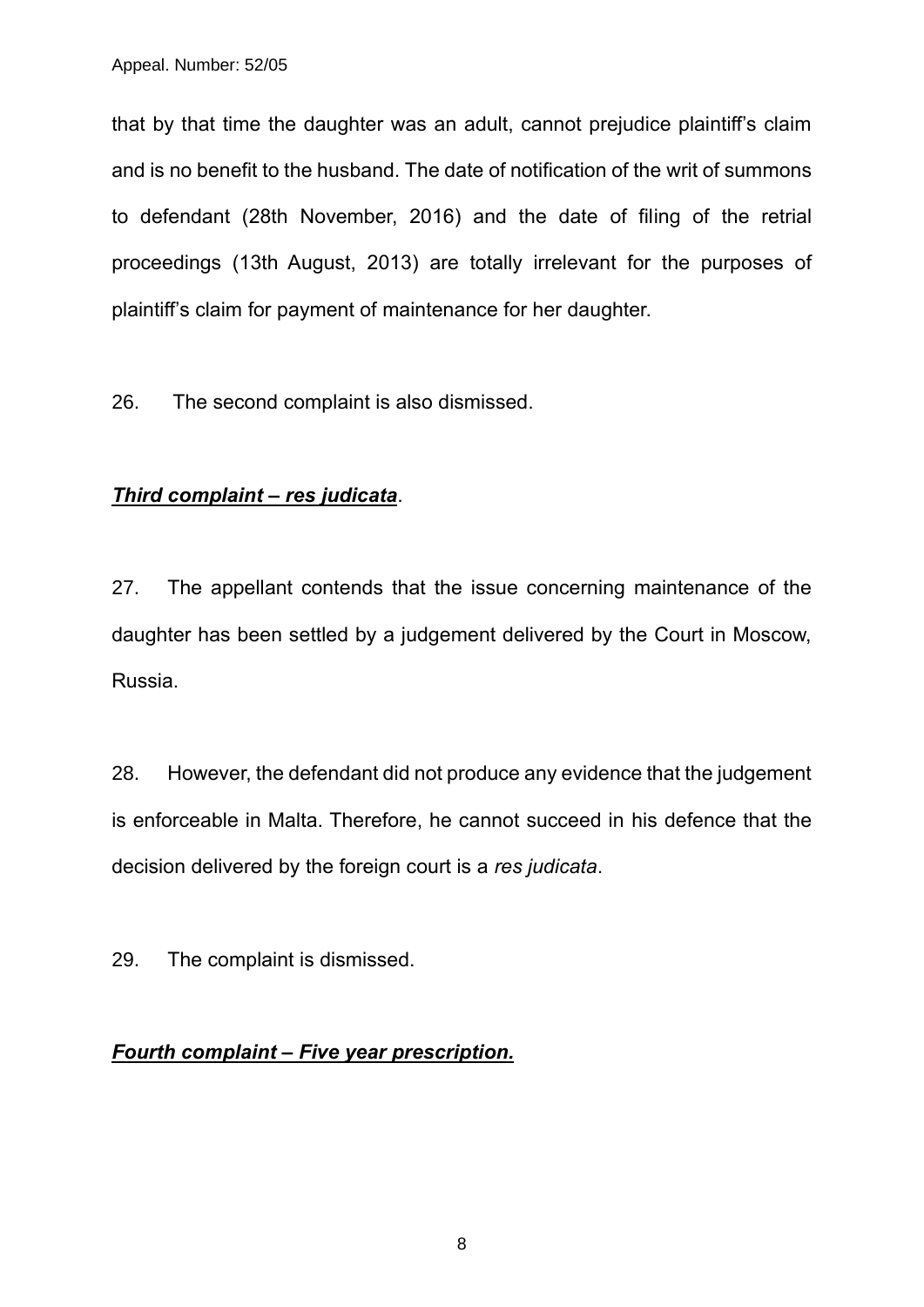that by that time the daughter was an adult, cannot prejudice plaintiff's claim and is no benefit to the husband. The date of notification of the writ of summons to defendant (28th November, 2016) and the date of filing of the retrial proceedings (13th August, 2013) are totally irrelevant for the purposes of plaintiff's claim for payment of maintenance for her daughter.

26. The second complaint is also dismissed.

***Third complaint – res judicata***.

27. The appellant contends that the issue concerning maintenance of the daughter has been settled by a judgement delivered by the Court in Moscow, Russia.

28. However, the defendant did not produce any evidence that the judgement is enforceable in Malta. Therefore, he cannot succeed in his defence that the decision delivered by the foreign court is a *res judicata*.

29. The complaint is dismissed.

***Fourth complaint – Five year prescription.***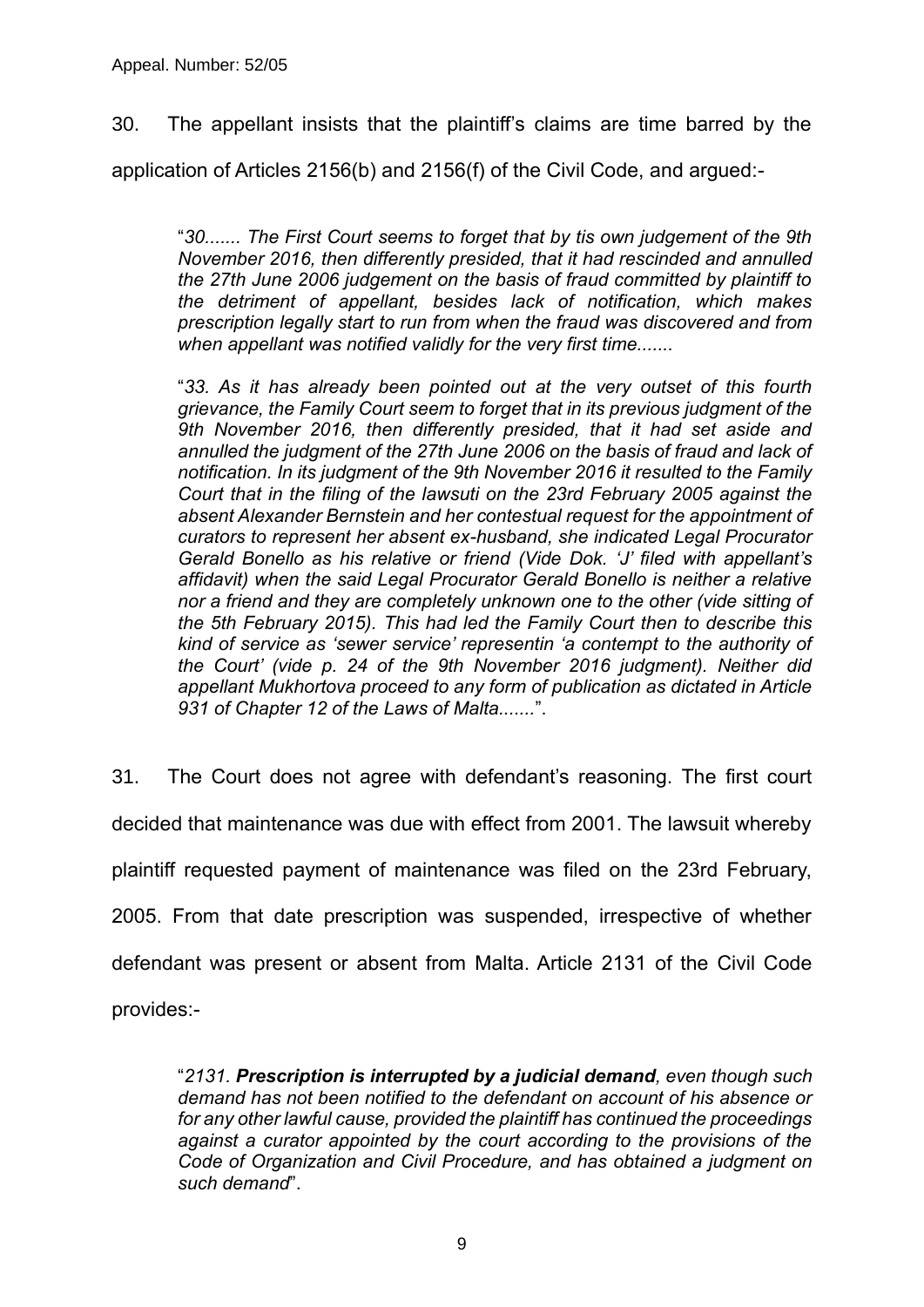30. The appellant insists that the plaintiff's claims are time barred by the application of Articles 2156(b) and 2156(f) of the Civil Code, and argued:-

> "*30....... The First Court seems to forget that by tis own judgement of the 9th November 2016, then differently presided, that it had rescinded and annulled the 27th June 2006 judgement on the basis of fraud committed by plaintiff to the detriment of appellant, besides lack of notification, which makes prescription legally start to run from when the fraud was discovered and from when appellant was notified validly for the very first time.......*
>
> "*33. As it has already been pointed out at the very outset of this fourth grievance, the Family Court seem to forget that in its previous judgment of the 9th November 2016, then differently presided, that it had set aside and annulled the judgment of the 27th June 2006 on the basis of fraud and lack of notification. In its judgment of the 9th November 2016 it resulted to the Family Court that in the filing of the lawsuti on the 23rd February 2005 against the absent Alexander Bernstein and her contestual request for the appointment of curators to represent her absent ex-husband, she indicated Legal Procurator Gerald Bonello as his relative or friend (Vide Dok. 'J' filed with appellant's affidavit) when the said Legal Procurator Gerald Bonello is neither a relative nor a friend and they are completely unknown one to the other (vide sitting of the 5th February 2015). This had led the Family Court then to describe this kind of service as 'sewer service' representin 'a contempt to the authority of the Court' (vide p. 24 of the 9th November 2016 judgment). Neither did appellant Mukhortova proceed to any form of publication as dictated in Article 931 of Chapter 12 of the Laws of Malta.......*".

31. The Court does not agree with defendant's reasoning. The first court decided that maintenance was due with effect from 2001. The lawsuit whereby plaintiff requested payment of maintenance was filed on the 23rd February, 2005. From that date prescription was suspended, irrespective of whether defendant was present or absent from Malta. Article 2131 of the Civil Code provides:-

> "*2131. **Prescription is interrupted by a judicial demand**, even though such demand has not been notified to the defendant on account of his absence or for any other lawful cause, provided the plaintiff has continued the proceedings against a curator appointed by the court according to the provisions of the Code of Organization and Civil Procedure, and has obtained a judgment on such demand*".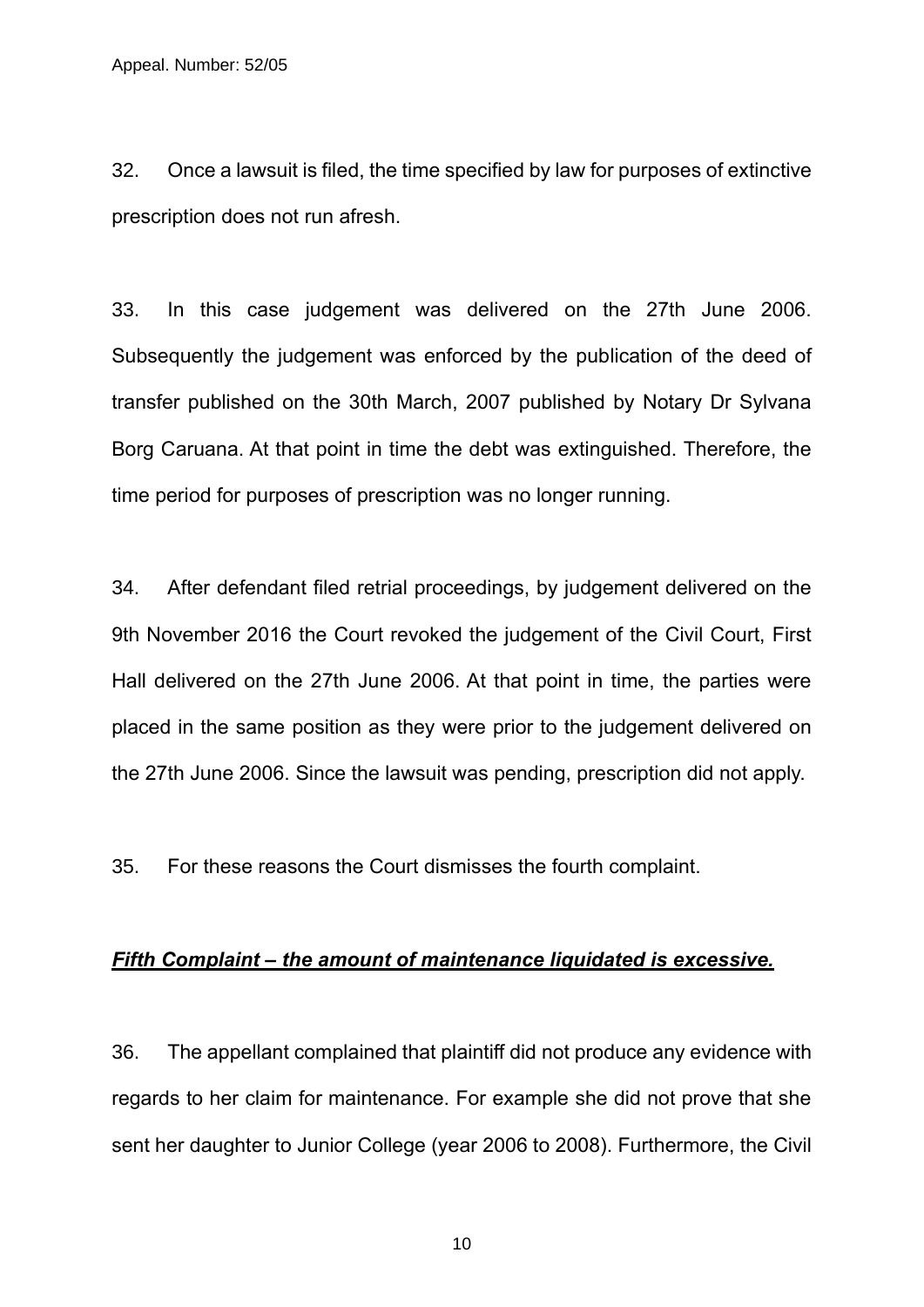32. Once a lawsuit is filed, the time specified by law for purposes of extinctive prescription does not run afresh.

33. In this case judgement was delivered on the 27th June 2006. Subsequently the judgement was enforced by the publication of the deed of transfer published on the 30th March, 2007 published by Notary Dr Sylvana Borg Caruana. At that point in time the debt was extinguished. Therefore, the time period for purposes of prescription was no longer running.

34. After defendant filed retrial proceedings, by judgement delivered on the 9th November 2016 the Court revoked the judgement of the Civil Court, First Hall delivered on the 27th June 2006. At that point in time, the parties were placed in the same position as they were prior to the judgement delivered on the 27th June 2006. Since the lawsuit was pending, prescription did not apply.

35. For these reasons the Court dismisses the fourth complaint.

***<u>Fifth Complaint – the amount of maintenance liquidated is excessive.</u>***

36. The appellant complained that plaintiff did not produce any evidence with regards to her claim for maintenance. For example she did not prove that she sent her daughter to Junior College (year 2006 to 2008). Furthermore, the Civil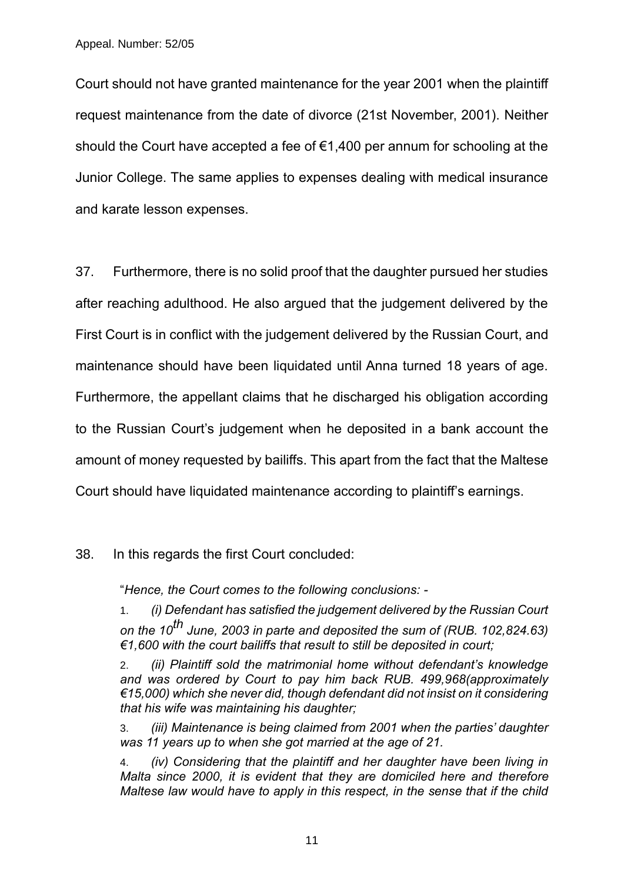Court should not have granted maintenance for the year 2001 when the plaintiff request maintenance from the date of divorce (21st November, 2001). Neither should the Court have accepted a fee of €1,400 per annum for schooling at the Junior College. The same applies to expenses dealing with medical insurance and karate lesson expenses.

37. Furthermore, there is no solid proof that the daughter pursued her studies after reaching adulthood. He also argued that the judgement delivered by the First Court is in conflict with the judgement delivered by the Russian Court, and maintenance should have been liquidated until Anna turned 18 years of age. Furthermore, the appellant claims that he discharged his obligation according to the Russian Court's judgement when he deposited in a bank account the amount of money requested by bailiffs. This apart from the fact that the Maltese Court should have liquidated maintenance according to plaintiff's earnings.

38. In this regards the first Court concluded:

> "*Hence, the Court comes to the following conclusions: -*
>
> 1. *(i) Defendant has satisfied the judgement delivered by the Russian Court on the 10th June, 2003 in parte and deposited the sum of (RUB. 102,824.63) €1,600 with the court bailiffs that result to still be deposited in court;*
> 2. *(ii) Plaintiff sold the matrimonial home without defendant's knowledge and was ordered by Court to pay him back RUB. 499,968(approximately €15,000) which she never did, though defendant did not insist on it considering that his wife was maintaining his daughter;*
> 3. *(iii) Maintenance is being claimed from 2001 when the parties' daughter was 11 years up to when she got married at the age of 21.*
> 4. *(iv) Considering that the plaintiff and her daughter have been living in Malta since 2000, it is evident that they are domiciled here and therefore Maltese law would have to apply in this respect, in the sense that if the child*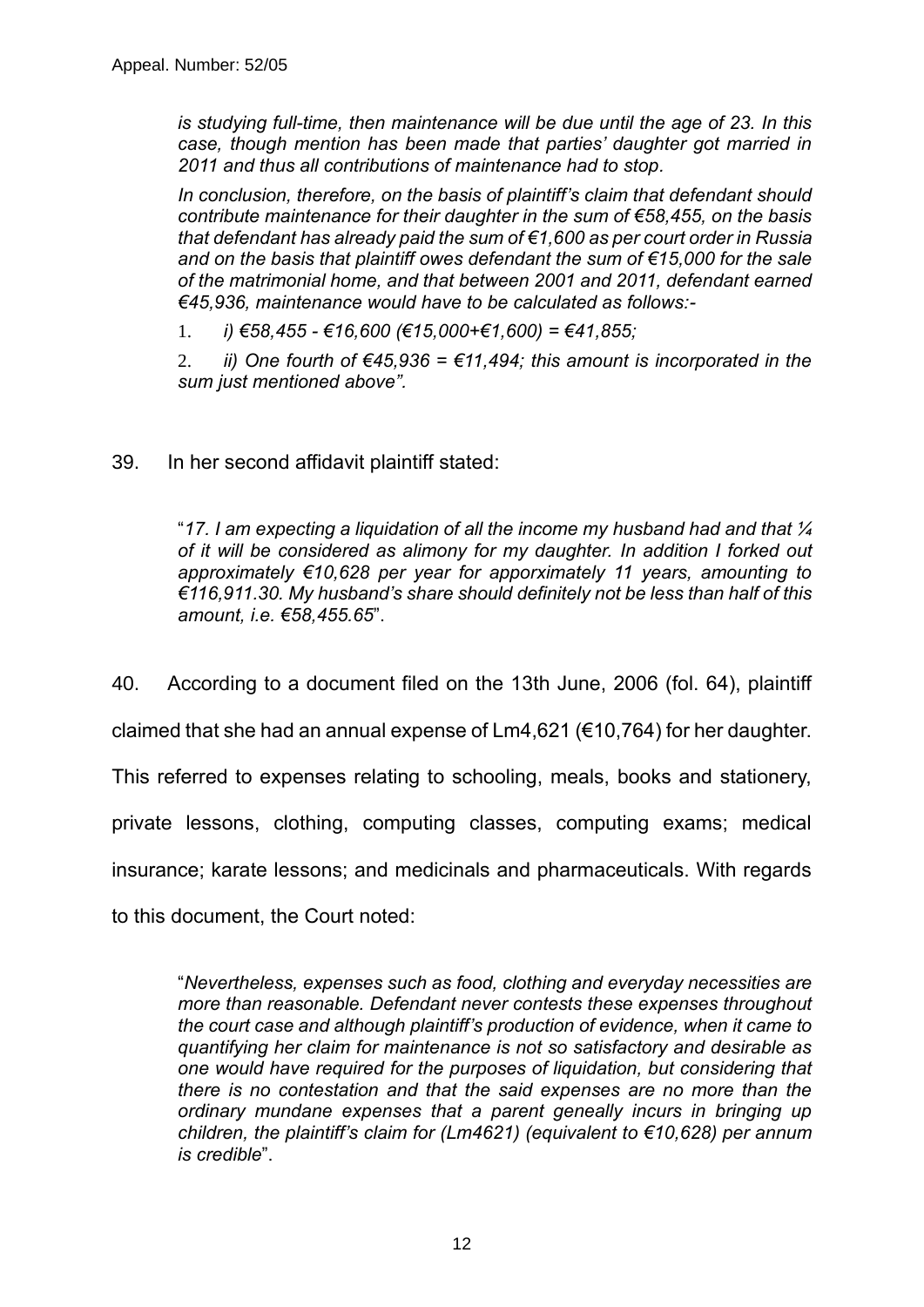Appeal. Number: 52/05

*is studying full-time, then maintenance will be due until the age of 23. In this case, though mention has been made that parties' daughter got married in 2011 and thus all contributions of maintenance had to stop.*

*In conclusion, therefore, on the basis of plaintiff's claim that defendant should contribute maintenance for their daughter in the sum of €58,455, on the basis that defendant has already paid the sum of €1,600 as per court order in Russia and on the basis that plaintiff owes defendant the sum of €15,000 for the sale of the matrimonial home, and that between 2001 and 2011, defendant earned €45,936, maintenance would have to be calculated as follows:-*

1. *i) €58,455 - €16,600 (€15,000+€1,600) = €41,855;*
2. *ii) One fourth of €45,936 = €11,494; this amount is incorporated in the sum just mentioned above".*

39. In her second affidavit plaintiff stated:

> "*17. I am expecting a liquidation of all the income my husband had and that ¼ of it will be considered as alimony for my daughter. In addition I forked out approximately €10,628 per year for apporximately 11 years, amounting to €116,911.30. My husband's share should definitely not be less than half of this amount, i.e. €58,455.65*".

40. According to a document filed on the 13th June, 2006 (fol. 64), plaintiff claimed that she had an annual expense of Lm4,621 (€10,764) for her daughter. This referred to expenses relating to schooling, meals, books and stationery, private lessons, clothing, computing classes, computing exams; medical insurance; karate lessons; and medicinals and pharmaceuticals. With regards to this document, the Court noted:

> "*Nevertheless, expenses such as food, clothing and everyday necessities are more than reasonable. Defendant never contests these expenses throughout the court case and although plaintiff's production of evidence, when it came to quantifying her claim for maintenance is not so satisfactory and desirable as one would have required for the purposes of liquidation, but considering that there is no contestation and that the said expenses are no more than the ordinary mundane expenses that a parent geneally incurs in bringing up children, the plaintiff's claim for (Lm4621) (equivalent to €10,628) per annum is credible*".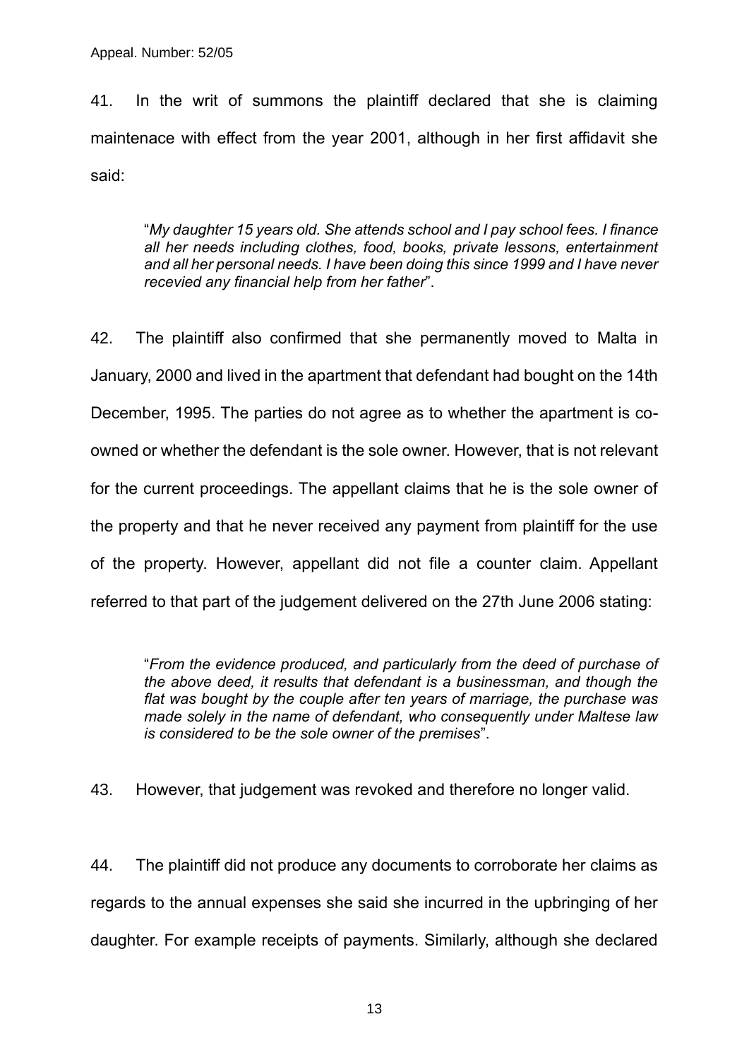41. In the writ of summons the plaintiff declared that she is claiming maintenace with effect from the year 2001, although in her first affidavit she said:

> "*My daughter 15 years old. She attends school and I pay school fees. I finance all her needs including clothes, food, books, private lessons, entertainment and all her personal needs. I have been doing this since 1999 and I have never recevied any financial help from her father*".

42. The plaintiff also confirmed that she permanently moved to Malta in January, 2000 and lived in the apartment that defendant had bought on the 14th December, 1995. The parties do not agree as to whether the apartment is co-owned or whether the defendant is the sole owner. However, that is not relevant for the current proceedings. The appellant claims that he is the sole owner of the property and that he never received any payment from plaintiff for the use of the property. However, appellant did not file a counter claim. Appellant referred to that part of the judgement delivered on the 27th June 2006 stating:

> "*From the evidence produced, and particularly from the deed of purchase of the above deed, it results that defendant is a businessman, and though the flat was bought by the couple after ten years of marriage, the purchase was made solely in the name of defendant, who consequently under Maltese law is considered to be the sole owner of the premises*".

43. However, that judgement was revoked and therefore no longer valid.

44. The plaintiff did not produce any documents to corroborate her claims as regards to the annual expenses she said she incurred in the upbringing of her daughter. For example receipts of payments. Similarly, although she declared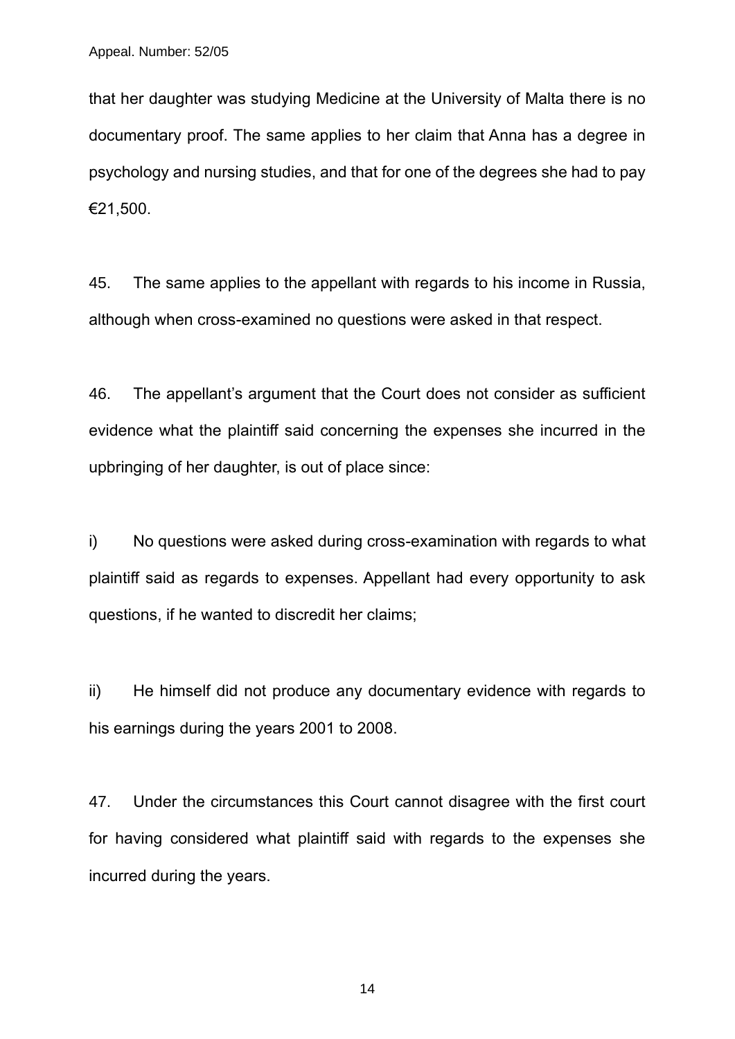that her daughter was studying Medicine at the University of Malta there is no documentary proof. The same applies to her claim that Anna has a degree in psychology and nursing studies, and that for one of the degrees she had to pay €21,500.

45. The same applies to the appellant with regards to his income in Russia, although when cross-examined no questions were asked in that respect.

46. The appellant's argument that the Court does not consider as sufficient evidence what the plaintiff said concerning the expenses she incurred in the upbringing of her daughter, is out of place since:

i) No questions were asked during cross-examination with regards to what plaintiff said as regards to expenses. Appellant had every opportunity to ask questions, if he wanted to discredit her claims;

ii) He himself did not produce any documentary evidence with regards to his earnings during the years 2001 to 2008.

47. Under the circumstances this Court cannot disagree with the first court for having considered what plaintiff said with regards to the expenses she incurred during the years.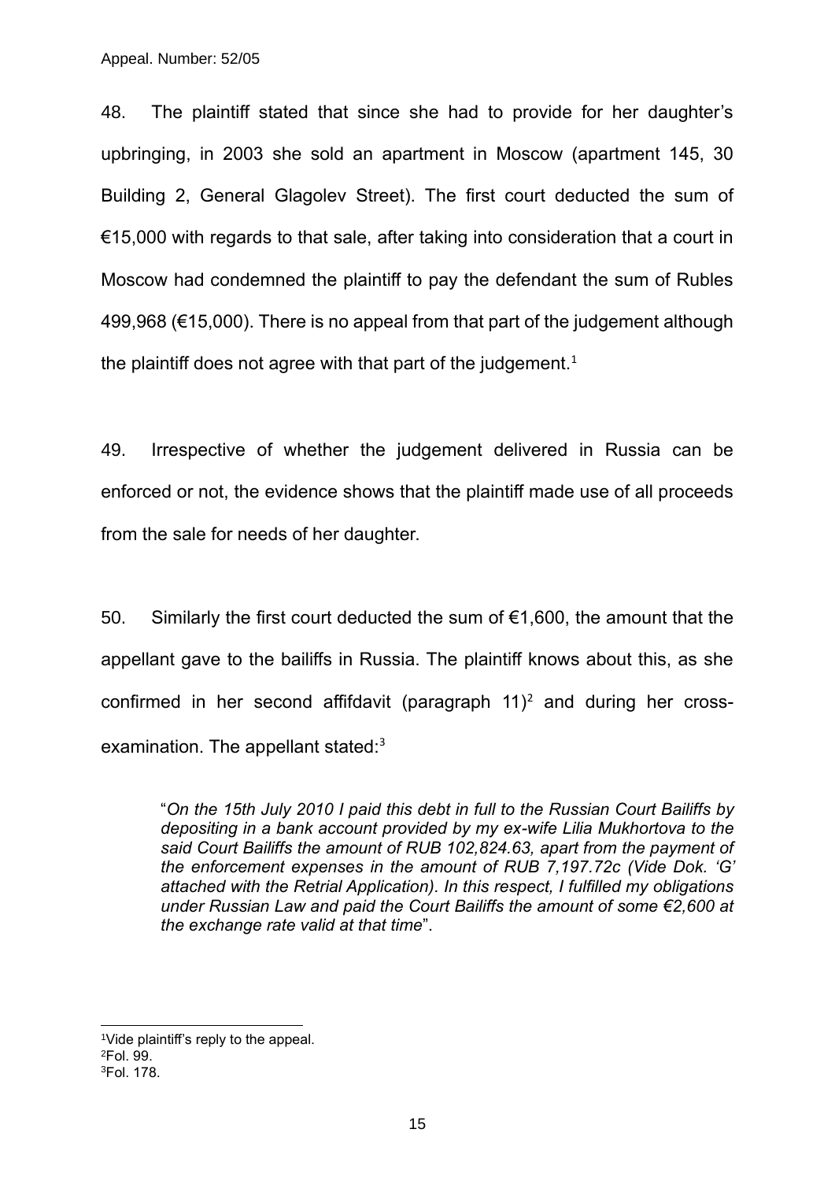48. The plaintiff stated that since she had to provide for her daughter's upbringing, in 2003 she sold an apartment in Moscow (apartment 145, 30 Building 2, General Glagolev Street). The first court deducted the sum of €15,000 with regards to that sale, after taking into consideration that a court in Moscow had condemned the plaintiff to pay the defendant the sum of Rubles 499,968 (€15,000). There is no appeal from that part of the judgement although the plaintiff does not agree with that part of the judgement.[1]

49. Irrespective of whether the judgement delivered in Russia can be enforced or not, the evidence shows that the plaintiff made use of all proceeds from the sale for needs of her daughter.

50. Similarly the first court deducted the sum of €1,600, the amount that the appellant gave to the bailiffs in Russia. The plaintiff knows about this, as she confirmed in her second affifdavit (paragraph 11)[2] and during her cross-examination. The appellant stated:[3]

> "*On the 15th July 2010 I paid this debt in full to the Russian Court Bailiffs by depositing in a bank account provided by my ex-wife Lilia Mukhortova to the said Court Bailiffs the amount of RUB 102,824.63, apart from the payment of the enforcement expenses in the amount of RUB 7,197.72c (Vide Dok. 'G' attached with the Retrial Application). In this respect, I fulfilled my obligations under Russian Law and paid the Court Bailiffs the amount of some €2,600 at the exchange rate valid at that time*".

---

[1] Vide plaintiff's reply to the appeal.
[2] Fol. 99.
[3] Fol. 178.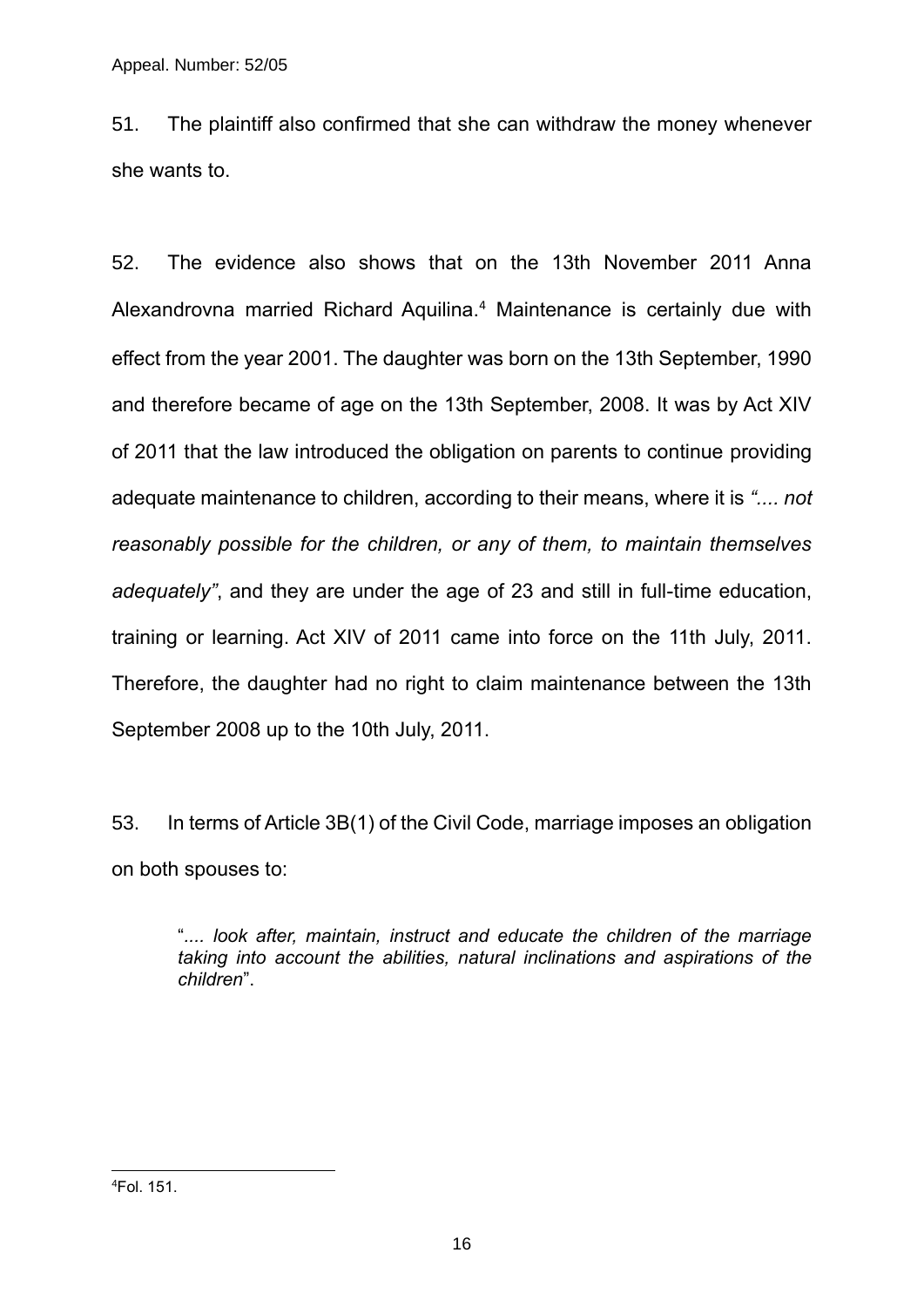51. The plaintiff also confirmed that she can withdraw the money whenever she wants to.

52. The evidence also shows that on the 13th November 2011 Anna Alexandrovna married Richard Aquilina.[4] Maintenance is certainly due with effect from the year 2001. The daughter was born on the 13th September, 1990 and therefore became of age on the 13th September, 2008. It was by Act XIV of 2011 that the law introduced the obligation on parents to continue providing adequate maintenance to children, according to their means, where it is *".... not reasonably possible for the children, or any of them, to maintain themselves adequately"*, and they are under the age of 23 and still in full-time education, training or learning. Act XIV of 2011 came into force on the 11th July, 2011. Therefore, the daughter had no right to claim maintenance between the 13th September 2008 up to the 10th July, 2011.

53. In terms of Article 3B(1) of the Civil Code, marriage imposes an obligation on both spouses to:

> "*.... look after, maintain, instruct and educate the children of the marriage taking into account the abilities, natural inclinations and aspirations of the children*".

---

[4] Fol. 151.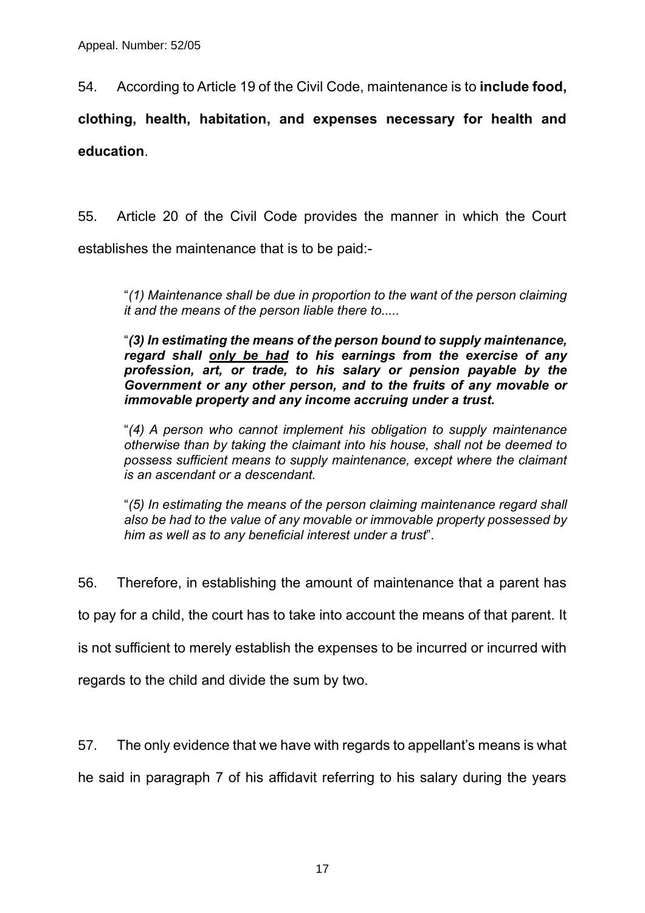54. According to Article 19 of the Civil Code, maintenance is to **include food, clothing, health, habitation, and expenses necessary for health and education**.

55. Article 20 of the Civil Code provides the manner in which the Court establishes the maintenance that is to be paid:-

> "*(1) Maintenance shall be due in proportion to the want of the person claiming it and the means of the person liable there to.....*
>
> "***(3) In estimating the means of the person bound to supply maintenance, regard shall <u>only be had</u> to his earnings from the exercise of any profession, art, or trade, to his salary or pension payable by the Government or any other person, and to the fruits of any movable or immovable property and any income accruing under a trust.***
>
> "*(4) A person who cannot implement his obligation to supply maintenance otherwise than by taking the claimant into his house, shall not be deemed to possess sufficient means to supply maintenance, except where the claimant is an ascendant or a descendant.*
>
> "*(5) In estimating the means of the person claiming maintenance regard shall also be had to the value of any movable or immovable property possessed by him as well as to any beneficial interest under a trust*".

56. Therefore, in establishing the amount of maintenance that a parent has to pay for a child, the court has to take into account the means of that parent. It is not sufficient to merely establish the expenses to be incurred or incurred with regards to the child and divide the sum by two.

57. The only evidence that we have with regards to appellant's means is what he said in paragraph 7 of his affidavit referring to his salary during the years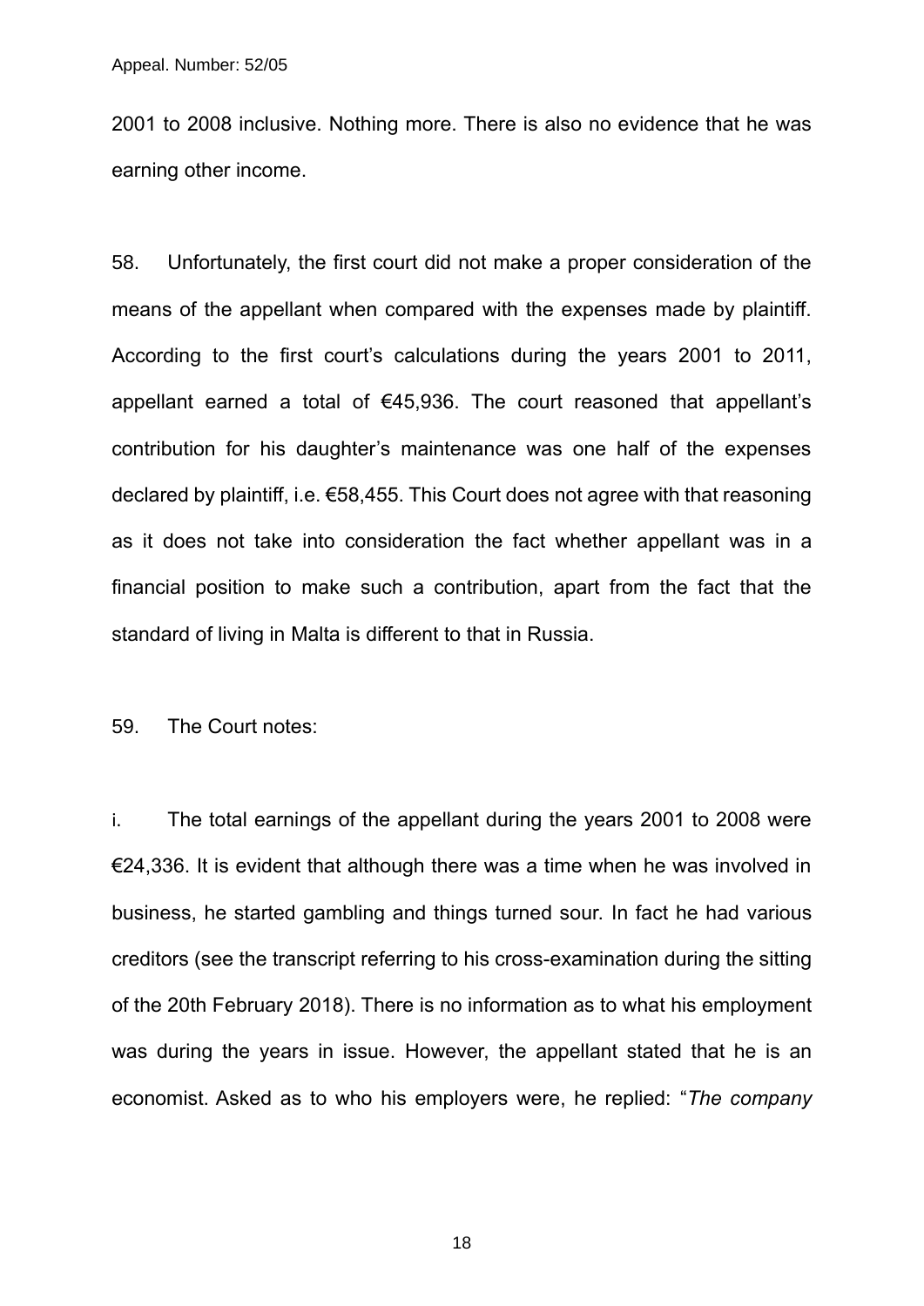2001 to 2008 inclusive. Nothing more. There is also no evidence that he was earning other income.

58. Unfortunately, the first court did not make a proper consideration of the means of the appellant when compared with the expenses made by plaintiff. According to the first court's calculations during the years 2001 to 2011, appellant earned a total of €45,936. The court reasoned that appellant's contribution for his daughter's maintenance was one half of the expenses declared by plaintiff, i.e. €58,455. This Court does not agree with that reasoning as it does not take into consideration the fact whether appellant was in a financial position to make such a contribution, apart from the fact that the standard of living in Malta is different to that in Russia.

59. The Court notes:

i. The total earnings of the appellant during the years 2001 to 2008 were €24,336. It is evident that although there was a time when he was involved in business, he started gambling and things turned sour. In fact he had various creditors (see the transcript referring to his cross-examination during the sitting of the 20th February 2018). There is no information as to what his employment was during the years in issue. However, the appellant stated that he is an economist. Asked as to who his employers were, he replied: "*The company*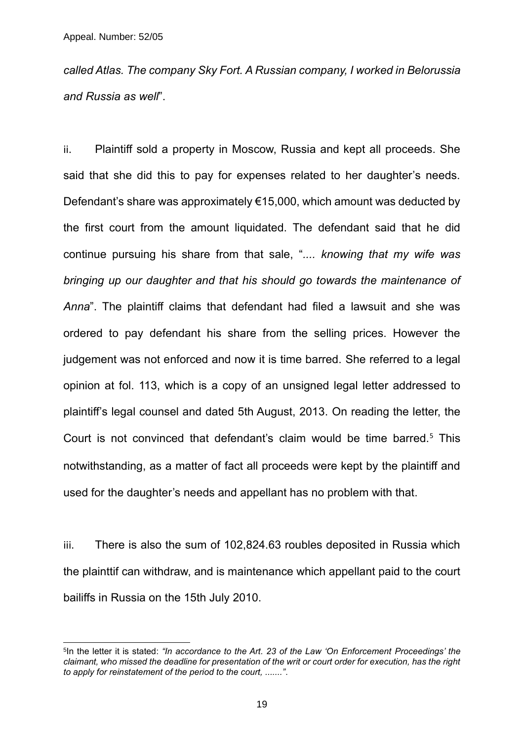*called Atlas. The company Sky Fort. A Russian company, I worked in Belorussia and Russia as well*".

ii. Plaintiff sold a property in Moscow, Russia and kept all proceeds. She said that she did this to pay for expenses related to her daughter's needs. Defendant's share was approximately €15,000, which amount was deducted by the first court from the amount liquidated. The defendant said that he did continue pursuing his share from that sale, "*.... knowing that my wife was bringing up our daughter and that his should go towards the maintenance of Anna*". The plaintiff claims that defendant had filed a lawsuit and she was ordered to pay defendant his share from the selling prices. However the judgement was not enforced and now it is time barred. She referred to a legal opinion at fol. 113, which is a copy of an unsigned legal letter addressed to plaintiff's legal counsel and dated 5th August, 2013. On reading the letter, the Court is not convinced that defendant's claim would be time barred.[5] This notwithstanding, as a matter of fact all proceeds were kept by the plaintiff and used for the daughter's needs and appellant has no problem with that.

iii. There is also the sum of 102,824.63 roubles deposited in Russia which the plainttif can withdraw, and is maintenance which appellant paid to the court bailiffs in Russia on the 15th July 2010.

---

[5] In the letter it is stated: *"In accordance to the Art. 23 of the Law 'On Enforcement Proceedings' the claimant, who missed the deadline for presentation of the writ or court order for execution, has the right to apply for reinstatement of the period to the court, ......."*.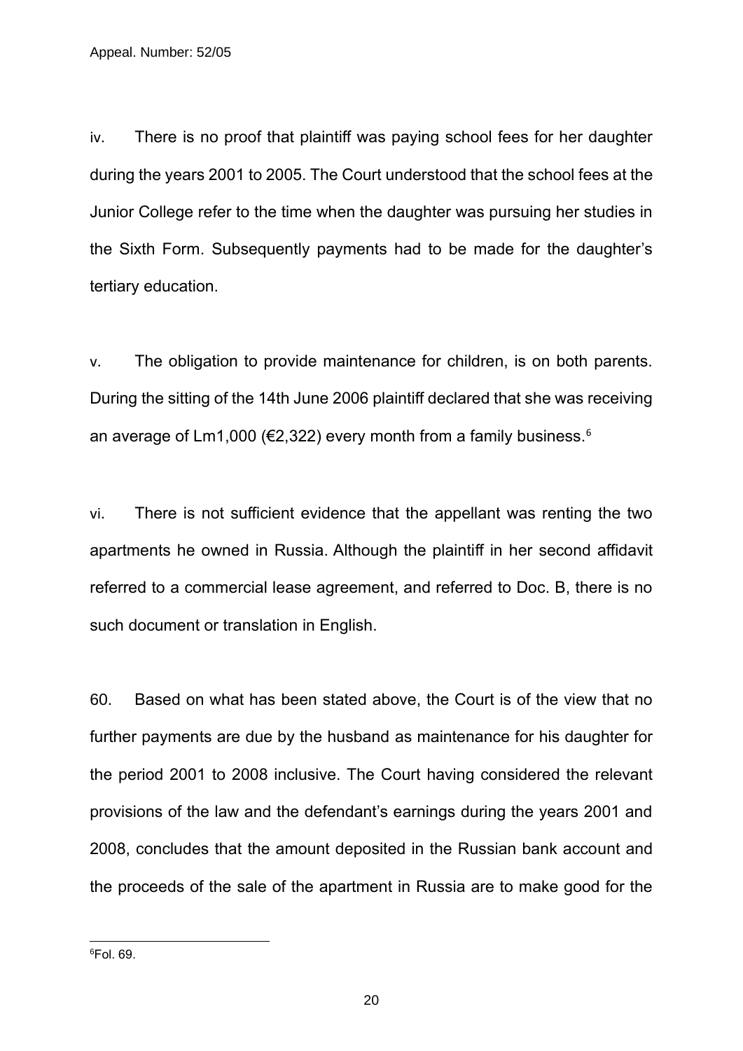iv. There is no proof that plaintiff was paying school fees for her daughter during the years 2001 to 2005. The Court understood that the school fees at the Junior College refer to the time when the daughter was pursuing her studies in the Sixth Form. Subsequently payments had to be made for the daughter's tertiary education.

v. The obligation to provide maintenance for children, is on both parents. During the sitting of the 14th June 2006 plaintiff declared that she was receiving an average of Lm1,000 (€2,322) every month from a family business.[6]

vi. There is not sufficient evidence that the appellant was renting the two apartments he owned in Russia. Although the plaintiff in her second affidavit referred to a commercial lease agreement, and referred to Doc. B, there is no such document or translation in English.

60. Based on what has been stated above, the Court is of the view that no further payments are due by the husband as maintenance for his daughter for the period 2001 to 2008 inclusive. The Court having considered the relevant provisions of the law and the defendant's earnings during the years 2001 and 2008, concludes that the amount deposited in the Russian bank account and the proceeds of the sale of the apartment in Russia are to make good for the

[6] Fol. 69.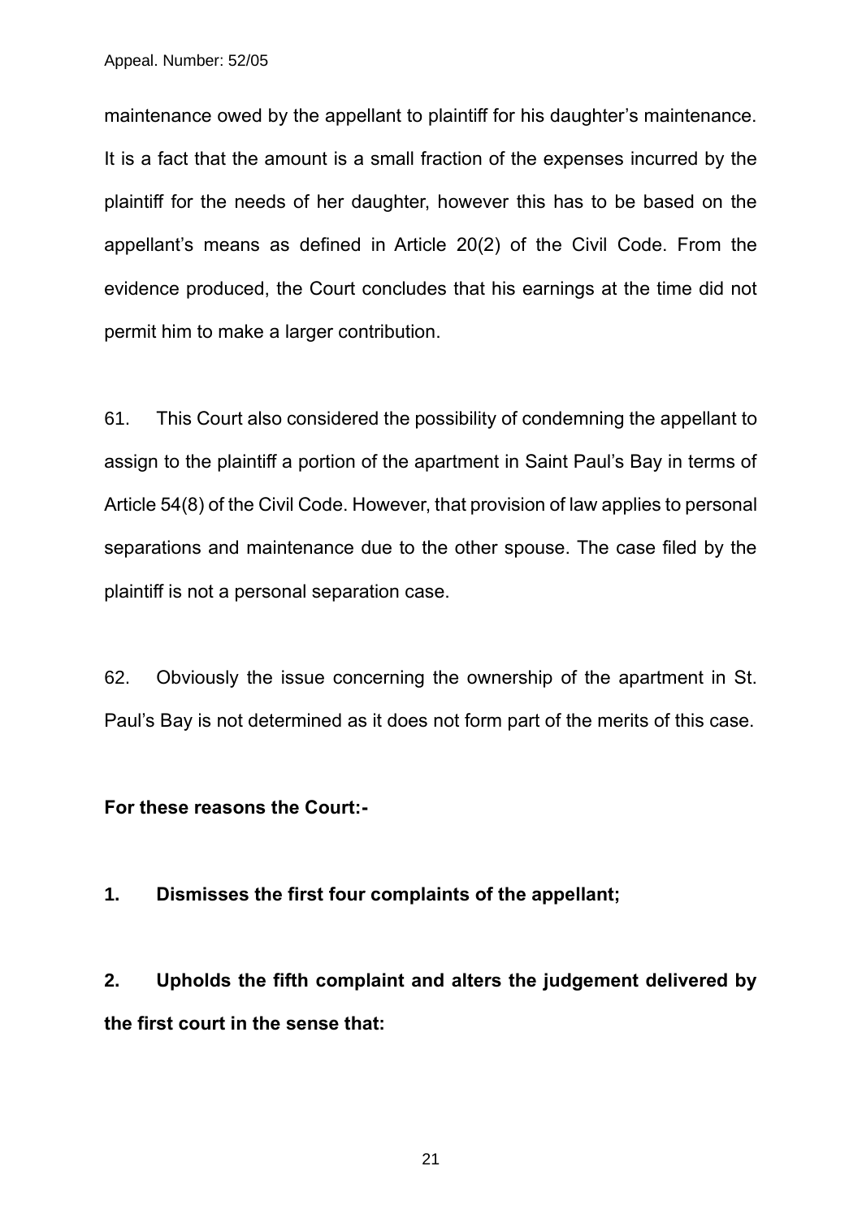maintenance owed by the appellant to plaintiff for his daughter's maintenance. It is a fact that the amount is a small fraction of the expenses incurred by the plaintiff for the needs of her daughter, however this has to be based on the appellant's means as defined in Article 20(2) of the Civil Code. From the evidence produced, the Court concludes that his earnings at the time did not permit him to make a larger contribution.

61. This Court also considered the possibility of condemning the appellant to assign to the plaintiff a portion of the apartment in Saint Paul's Bay in terms of Article 54(8) of the Civil Code. However, that provision of law applies to personal separations and maintenance due to the other spouse. The case filed by the plaintiff is not a personal separation case.

62. Obviously the issue concerning the ownership of the apartment in St. Paul's Bay is not determined as it does not form part of the merits of this case.

**For these reasons the Court:-**

**1. Dismisses the first four complaints of the appellant;**

**2. Upholds the fifth complaint and alters the judgement delivered by the first court in the sense that:**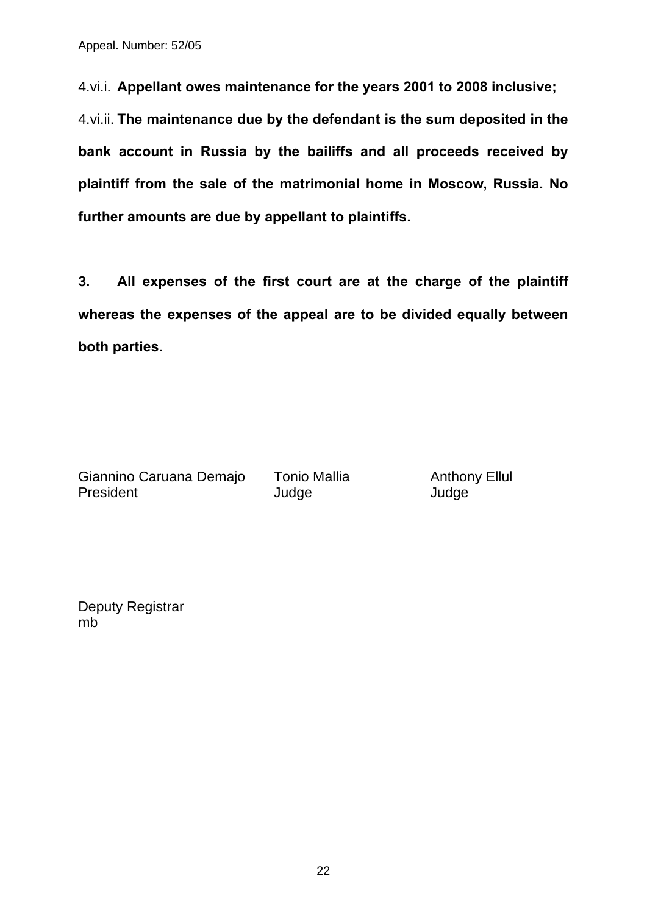4.vi.i. **Appellant owes maintenance for the years 2001 to 2008 inclusive;**

4.vi.ii. **The maintenance due by the defendant is the sum deposited in the bank account in Russia by the bailiffs and all proceeds received by plaintiff from the sale of the matrimonial home in Moscow, Russia. No further amounts are due by appellant to plaintiffs.**

**3. All expenses of the first court are at the charge of the plaintiff whereas the expenses of the appeal are to be divided equally between both parties.**

| | | |
|---|---|---|
| Giannino Caruana Demajo | Tonio Mallia | Anthony Ellul |
| President | Judge | Judge |

Deputy Registrar
mb